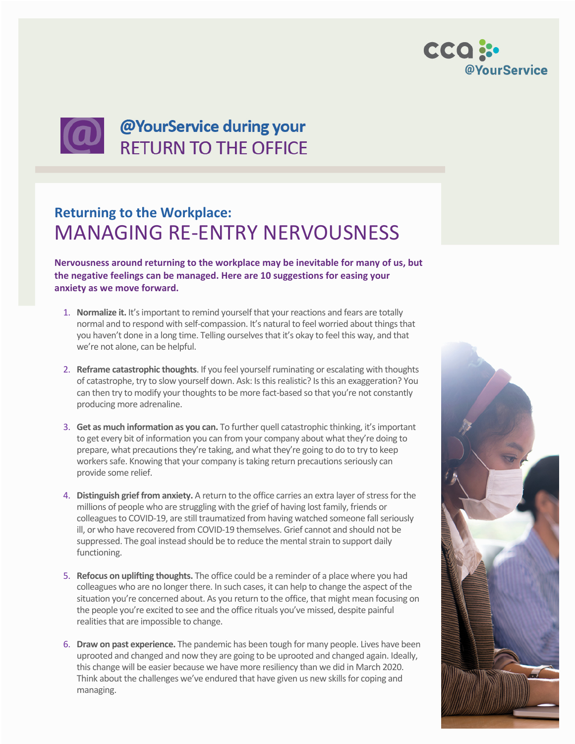# @YourService during your RETURN TO THE OFFICE

## Returning to the Workplace: MANAGING RE-ENTRY NERVOUSNESS

**Nervousness around returning to the workplace may be inevitable for many of us, but the negative feelings can be managed. Here are 10 suggestions for easing your anxiety as we move forward.**

1. **Normalize it.** It's important to remind yourself that your reactions and fears are totally normal and to respond with self-compassion. It's natural to feel worried about things that you haven't done in a long time. Telling ourselves that it's okay to feel this way, and that we're not alone, can be helpful.

2. **Reframe catastrophic thoughts**. If you feel yourself ruminating or escalating with thoughts of catastrophe, try to slow yourself down. Ask: Is this realistic? Is this an exaggeration? You can then try to modify your thoughts to be more fact-based so that you're not constantly producing more adrenaline.

3. **Get as much information as you can.** To further quell catastrophic thinking, it's important to get every bit of information you can from your company about what they're doing to prepare, what precautions they're taking, and what they're going to do to try to keep workers safe. Knowing that your company is taking return precautions seriously can provide some relief.

4. **Distinguish grief from anxiety.** A return to the office carries an extra layer of stress for the millions of people who are struggling with the grief of having lost family, friends or colleagues to COVID-19, are still traumatized from having watched someone fall seriously ill, or who have recovered from COVID-19 themselves. Grief cannot and should not be suppressed. The goal instead should be to reduce the mental strain to support daily functioning.

5. **Refocus on uplifting thoughts.** The office could be a reminder of a place where you had colleagues who are no longer there. In such cases, it can help to change the aspect of the situation you're concerned about. As you return to the office, that might mean focusing on the people you're excited to see and the office rituals you've missed, despite painful realities that are impossible to change.

6. **Draw on past experience.** The pandemic has been tough for many people. Lives have been uprooted and changed and now they are going to be uprooted and changed again. Ideally, this change will be easier because we have more resiliency than we did in March 2020. Think about the challenges we've endured that have given us new skills for coping and managing.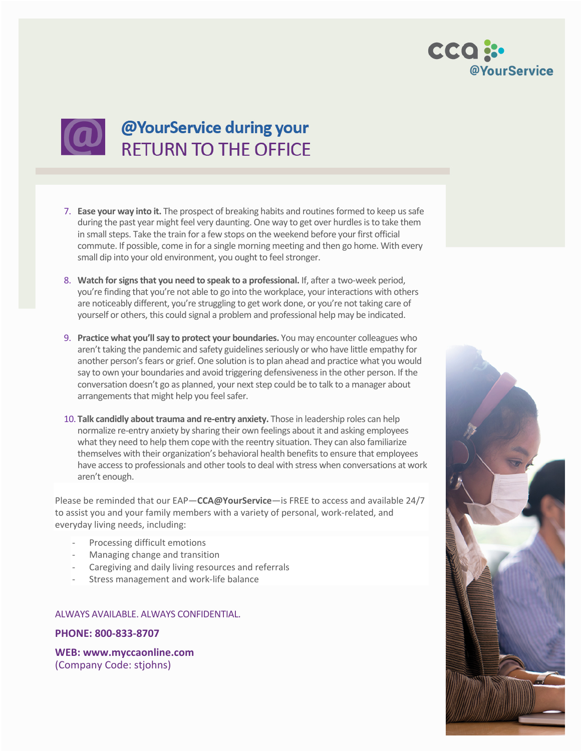# @YourService during your RETURN TO THE OFFICE

7. **Ease your way into it.** The prospect of breaking habits and routines formed to keep us safe during the past year might feel very daunting. One way to get over hurdles is to take them in small steps. Take the train for a few stops on the weekend before your first official commute. If possible, come in for a single morning meeting and then go home. With every small dip into your old environment, you ought to feel stronger.

8. **Watch for signs that you need to speak to a professional.** If, after a two-week period, you're finding that you're not able to go into the workplace, your interactions with others are noticeably different, you're struggling to get work done, or you're not taking care of yourself or others, this could signal a problem and professional help may be indicated.

9. **Practice what you'll say to protect your boundaries.** You may encounter colleagues who aren't taking the pandemic and safety guidelines seriously or who have little empathy for another person's fears or grief. One solution is to plan ahead and practice what you would say to own your boundaries and avoid triggering defensiveness in the other person. If the conversation doesn't go as planned, your next step could be to talk to a manager about arrangements that might help you feel safer.

10. **Talk candidly about trauma and re-entry anxiety.** Those in leadership roles can help normalize re-entry anxiety by sharing their own feelings about it and asking employees what they need to help them cope with the reentry situation. They can also familiarize themselves with their organization's behavioral health benefits to ensure that employees have access to professionals and other tools to deal with stress when conversations at work aren't enough.

Please be reminded that our EAP—**CCA@YourService**—is FREE to access and available 24/7 to assist you and your family members with a variety of personal, work-related, and everyday living needs, including:

- Processing difficult emotions
- Managing change and transition
- Caregiving and daily living resources and referrals
- Stress management and work-life balance

ALWAYS AVAILABLE. ALWAYS CONFIDENTIAL.

**PHONE: 800-833-8707**

**WEB: www.myccaonline.com**
(Company Code: stjohns)